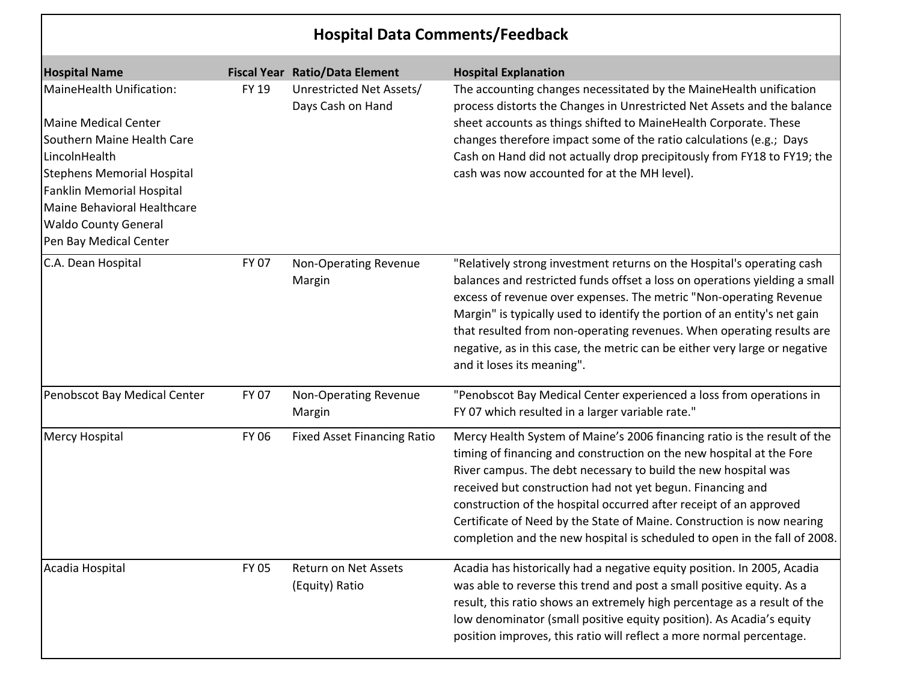# Hospital Data Comments/Feedback

| Hospital Name | Fiscal Year | Ratio/Data Element | Hospital Explanation |
|---|---|---|---|
| MaineHealth Unification:<br><br>Maine Medical Center<br>Southern Maine Health Care<br>LincolnHealth<br>Stephens Memorial Hospital<br>Fanklin Memorial Hospital<br>Maine Behavioral Healthcare<br>Waldo County General<br>Pen Bay Medical Center | FY 19 | Unrestricted Net Assets/ Days Cash on Hand | The accounting changes necessitated by the MaineHealth unification process distorts the Changes in Unrestricted Net Assets and the balance sheet accounts as things shifted to MaineHealth Corporate. These changes therefore impact some of the ratio calculations (e.g.; Days Cash on Hand did not actually drop precipitously from FY18 to FY19; the cash was now accounted for at the MH level). |
| C.A. Dean Hospital | FY 07 | Non-Operating Revenue Margin | "Relatively strong investment returns on the Hospital's operating cash balances and restricted funds offset a loss on operations yielding a small excess of revenue over expenses. The metric "Non-operating Revenue Margin" is typically used to identify the portion of an entity's net gain that resulted from non-operating revenues. When operating results are negative, as in this case, the metric can be either very large or negative and it loses its meaning". |
| Penobscot Bay Medical Center | FY 07 | Non-Operating Revenue Margin | "Penobscot Bay Medical Center experienced a loss from operations in FY 07 which resulted in a larger variable rate." |
| Mercy Hospital | FY 06 | Fixed Asset Financing Ratio | Mercy Health System of Maine's 2006 financing ratio is the result of the timing of financing and construction on the new hospital at the Fore River campus. The debt necessary to build the new hospital was received but construction had not yet begun. Financing and construction of the hospital occurred after receipt of an approved Certificate of Need by the State of Maine. Construction is now nearing completion and the new hospital is scheduled to open in the fall of 2008. |
| Acadia Hospital | FY 05 | Return on Net Assets (Equity) Ratio | Acadia has historically had a negative equity position. In 2005, Acadia was able to reverse this trend and post a small positive equity. As a result, this ratio shows an extremely high percentage as a result of the low denominator (small positive equity position). As Acadia's equity position improves, this ratio will reflect a more normal percentage. |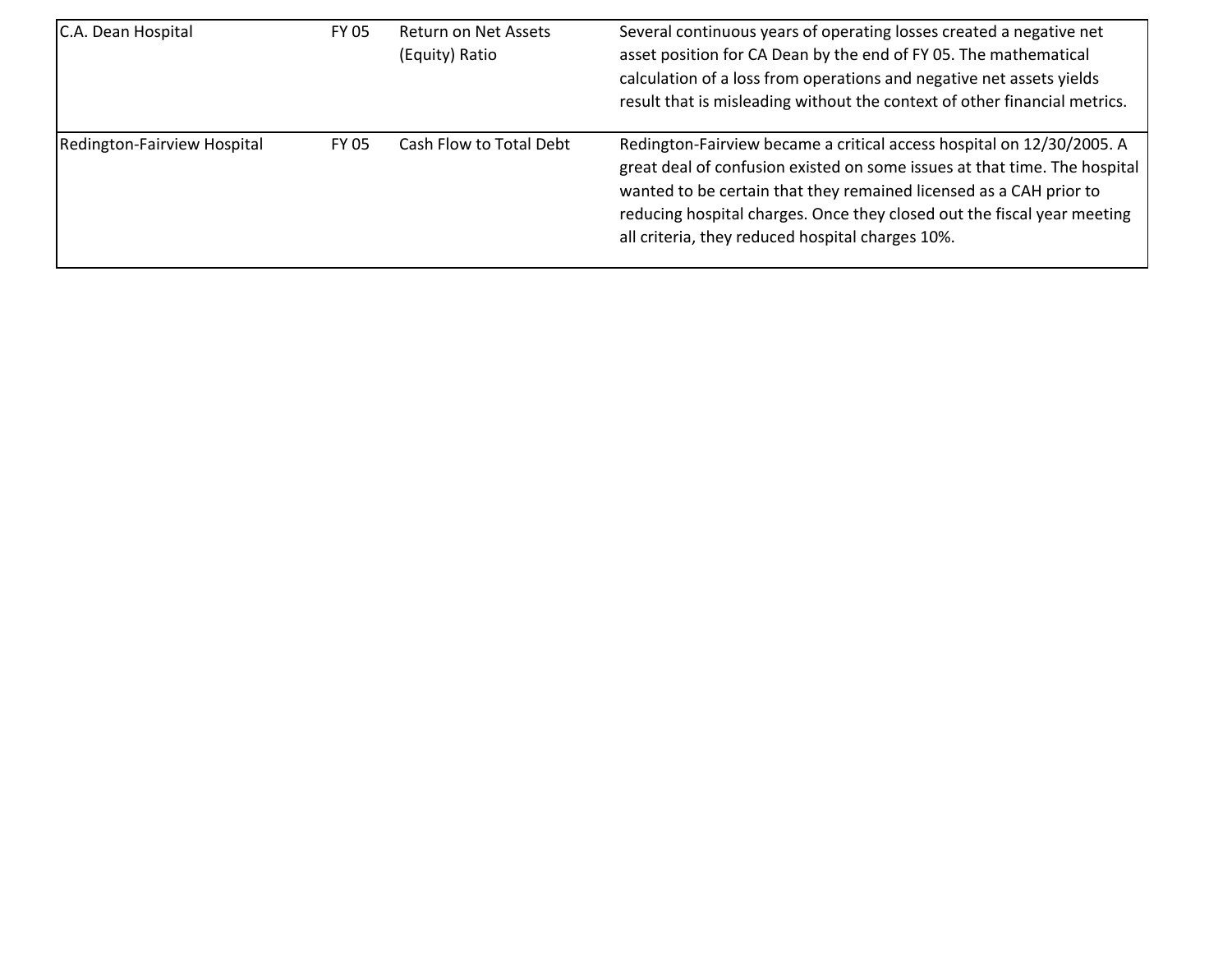| | | | |
|---|---|---|---|
| C.A. Dean Hospital | FY 05 | Return on Net Assets (Equity) Ratio | Several continuous years of operating losses created a negative net asset position for CA Dean by the end of FY 05. The mathematical calculation of a loss from operations and negative net assets yields result that is misleading without the context of other financial metrics. |
| Redington-Fairview Hospital | FY 05 | Cash Flow to Total Debt | Redington-Fairview became a critical access hospital on 12/30/2005. A great deal of confusion existed on some issues at that time. The hospital wanted to be certain that they remained licensed as a CAH prior to reducing hospital charges. Once they closed out the fiscal year meeting all criteria, they reduced hospital charges 10%. |